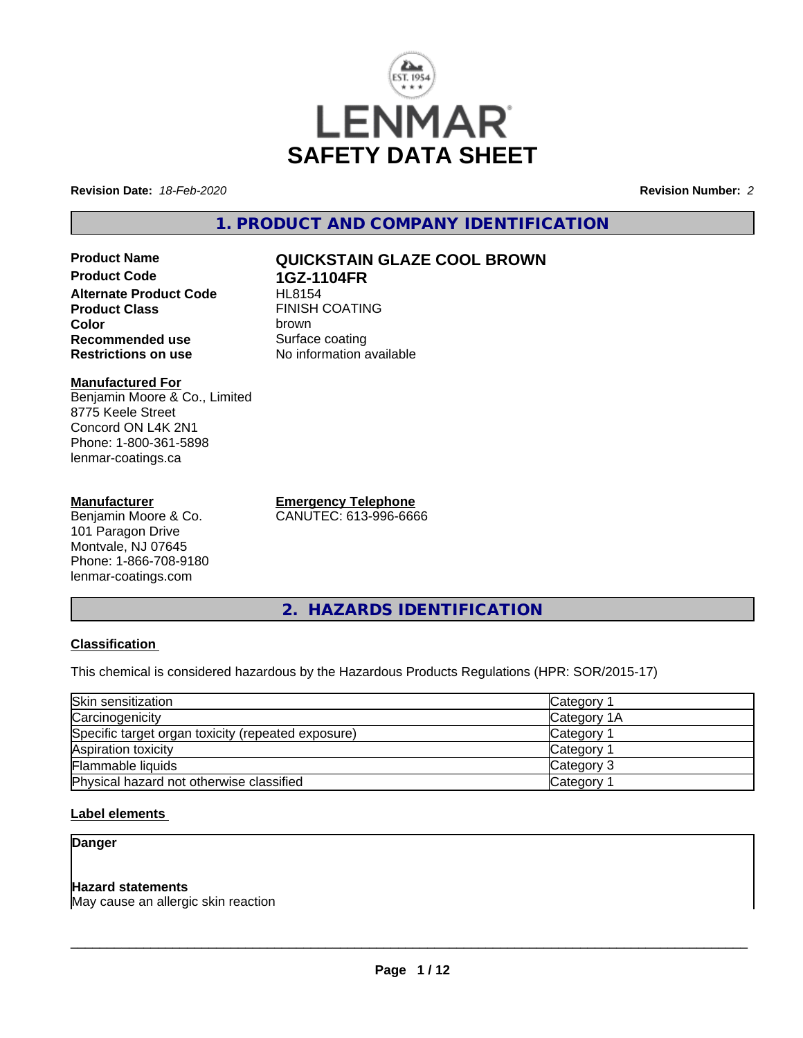# LENMAR
# SAFETY DATA SHEET

**Revision Date:** *18-Feb-2020* **Revision Number:** *2*

## 1. PRODUCT AND COMPANY IDENTIFICATION

**Product Name** **QUICKSTAIN GLAZE COOL BROWN**
**Product Code** **1GZ-1104FR**
**Alternate Product Code** HL8154
**Product Class** FINISH COATING
**Color** brown
**Recommended use** Surface coating
**Restrictions on use** No information available

**Manufactured For**
Benjamin Moore & Co., Limited
8775 Keele Street
Concord ON L4K 2N1
Phone: 1-800-361-5898
lenmar-coatings.ca

**Manufacturer**
Benjamin Moore & Co.
101 Paragon Drive
Montvale, NJ 07645
Phone: 1-866-708-9180
lenmar-coatings.com

**Emergency Telephone**
CANUTEC: 613-996-6666

## 2. HAZARDS IDENTIFICATION

**Classification**

This chemical is considered hazardous by the Hazardous Products Regulations (HPR: SOR/2015-17)

| Hazard | Category |
|---|---|
| Skin sensitization | Category 1 |
| Carcinogenicity | Category 1A |
| Specific target organ toxicity (repeated exposure) | Category 1 |
| Aspiration toxicity | Category 1 |
| Flammable liquids | Category 3 |
| Physical hazard not otherwise classified | Category 1 |

**Label elements**

**Danger**

**Hazard statements**
May cause an allergic skin reaction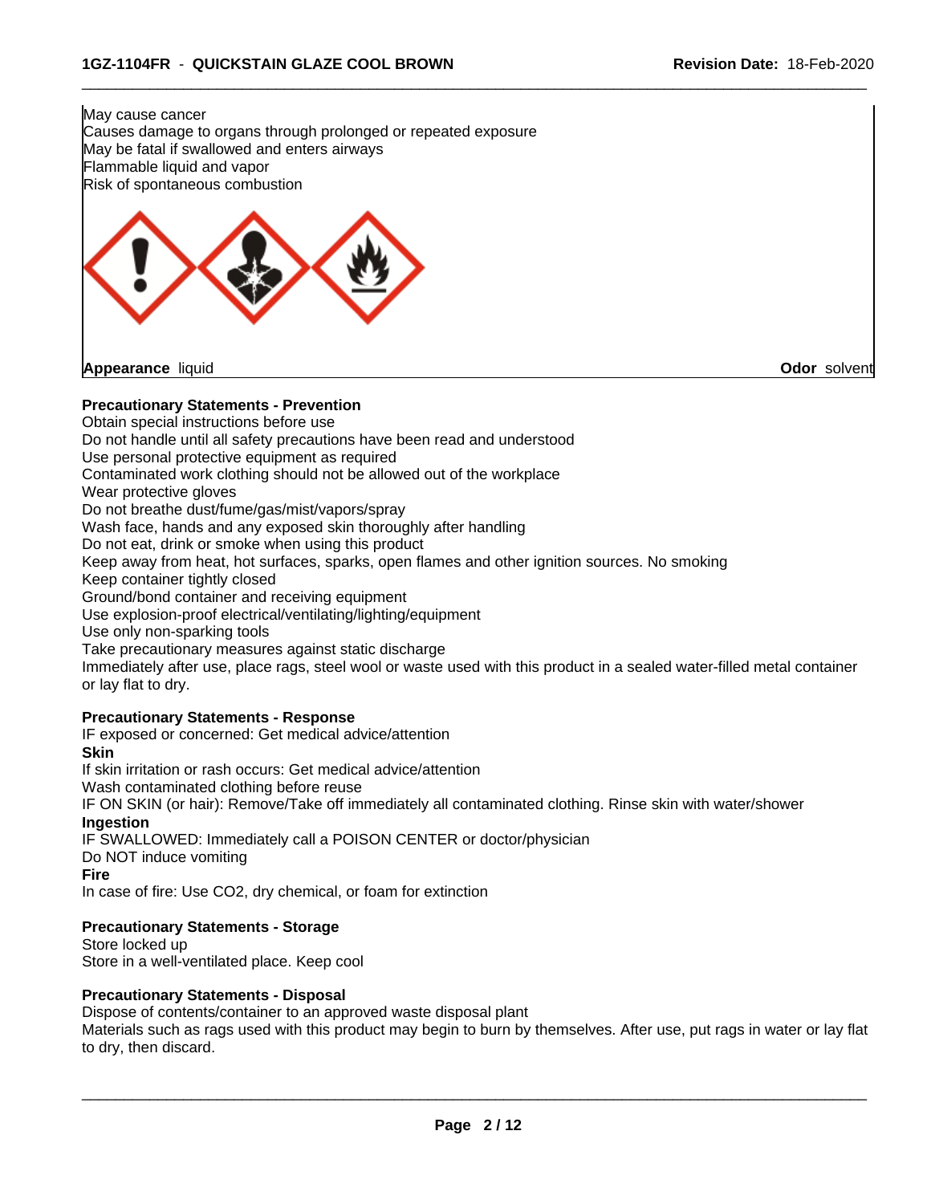May cause cancer
Causes damage to organs through prolonged or repeated exposure
May be fatal if swallowed and enters airways
Flammable liquid and vapor
Risk of spontaneous combustion

**Appearance** liquid **Odor** solvent

**Precautionary Statements - Prevention**

Obtain special instructions before use
Do not handle until all safety precautions have been read and understood
Use personal protective equipment as required
Contaminated work clothing should not be allowed out of the workplace
Wear protective gloves
Do not breathe dust/fume/gas/mist/vapors/spray
Wash face, hands and any exposed skin thoroughly after handling
Do not eat, drink or smoke when using this product
Keep away from heat, hot surfaces, sparks, open flames and other ignition sources. No smoking
Keep container tightly closed
Ground/bond container and receiving equipment
Use explosion-proof electrical/ventilating/lighting/equipment
Use only non-sparking tools
Take precautionary measures against static discharge
Immediately after use, place rags, steel wool or waste used with this product in a sealed water-filled metal container or lay flat to dry.

**Precautionary Statements - Response**

IF exposed or concerned: Get medical advice/attention

**Skin**

If skin irritation or rash occurs: Get medical advice/attention
Wash contaminated clothing before reuse
IF ON SKIN (or hair): Remove/Take off immediately all contaminated clothing. Rinse skin with water/shower

**Ingestion**

IF SWALLOWED: Immediately call a POISON CENTER or doctor/physician
Do NOT induce vomiting

**Fire**

In case of fire: Use $CO_2$, dry chemical, or foam for extinction

**Precautionary Statements - Storage**

Store locked up
Store in a well-ventilated place. Keep cool

**Precautionary Statements - Disposal**

Dispose of contents/container to an approved waste disposal plant
Materials such as rags used with this product may begin to burn by themselves. After use, put rags in water or lay flat to dry, then discard.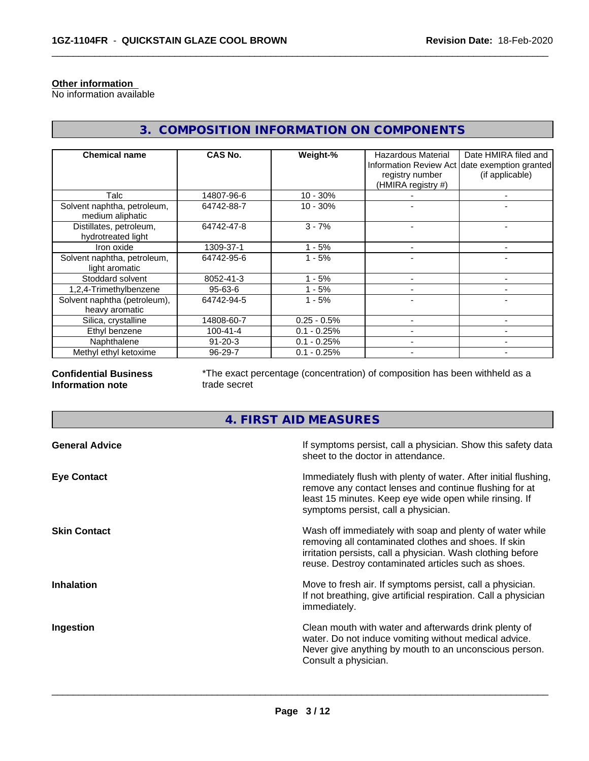**Other information**
No information available

## 3. COMPOSITION INFORMATION ON COMPONENTS

| Chemical name | CAS No. | Weight-% | Hazardous Material Information Review Act registry number (HMIRA registry #) | Date HMIRA filed and date exemption granted (if applicable) |
|---|---|---|---|---|
| Talc | 14807-96-6 | 10 - 30% | - | - |
| Solvent naphtha, petroleum, medium aliphatic | 64742-88-7 | 10 - 30% | - | - |
| Distillates, petroleum, hydrotreated light | 64742-47-8 | 3 - 7% | - | - |
| Iron oxide | 1309-37-1 | 1 - 5% | - | - |
| Solvent naphtha, petroleum, light aromatic | 64742-95-6 | 1 - 5% | - | - |
| Stoddard solvent | 8052-41-3 | 1 - 5% | - | - |
| 1,2,4-Trimethylbenzene | 95-63-6 | 1 - 5% | - | - |
| Solvent naphtha (petroleum), heavy aromatic | 64742-94-5 | 1 - 5% | - | - |
| Silica, crystalline | 14808-60-7 | 0.25 - 0.5% | - | - |
| Ethyl benzene | 100-41-4 | 0.1 - 0.25% | - | - |
| Naphthalene | 91-20-3 | 0.1 - 0.25% | - | - |
| Methyl ethyl ketoxime | 96-29-7 | 0.1 - 0.25% | - | - |

**Confidential Business Information note** *The exact percentage (concentration) of composition has been withheld as a trade secret

## 4. FIRST AID MEASURES

**General Advice** If symptoms persist, call a physician. Show this safety data sheet to the doctor in attendance.

**Eye Contact** Immediately flush with plenty of water. After initial flushing, remove any contact lenses and continue flushing for at least 15 minutes. Keep eye wide open while rinsing. If symptoms persist, call a physician.

**Skin Contact** Wash off immediately with soap and plenty of water while removing all contaminated clothes and shoes. If skin irritation persists, call a physician. Wash clothing before reuse. Destroy contaminated articles such as shoes.

**Inhalation** Move to fresh air. If symptoms persist, call a physician. If not breathing, give artificial respiration. Call a physician immediately.

**Ingestion** Clean mouth with water and afterwards drink plenty of water. Do not induce vomiting without medical advice. Never give anything by mouth to an unconscious person. Consult a physician.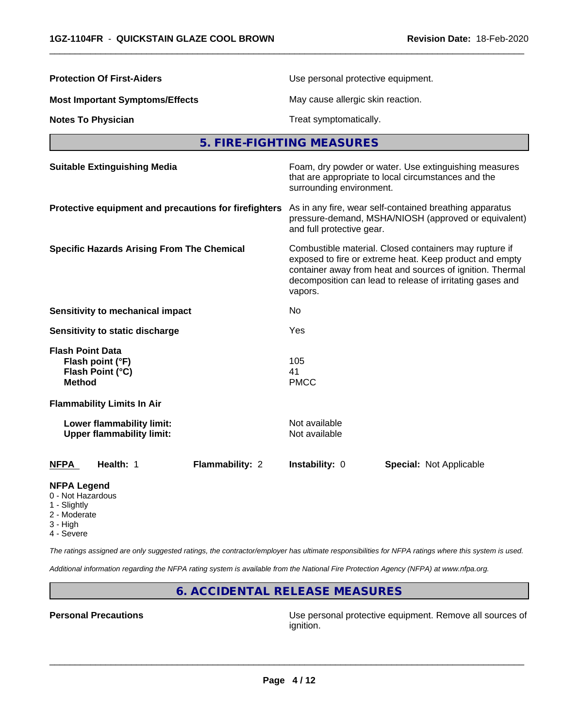| | |
|---|---|
| **Protection Of First-Aiders** | Use personal protective equipment. |
| **Most Important Symptoms/Effects** | May cause allergic skin reaction. |
| **Notes To Physician** | Treat symptomatically. |

## 5. FIRE-FIGHTING MEASURES

| | |
|---|---|
| **Suitable Extinguishing Media** | Foam, dry powder or water. Use extinguishing measures that are appropriate to local circumstances and the surrounding environment. |
| **Protective equipment and precautions for firefighters** | As in any fire, wear self-contained breathing apparatus pressure-demand, MSHA/NIOSH (approved or equivalent) and full protective gear. |
| **Specific Hazards Arising From The Chemical** | Combustible material. Closed containers may rupture if exposed to fire or extreme heat. Keep product and empty container away from heat and sources of ignition. Thermal decomposition can lead to release of irritating gases and vapors. |
| **Sensitivity to mechanical impact** | No |
| **Sensitivity to static discharge** | Yes |

**Flash Point Data**

| | |
|---|---|
| **Flash point (°F)** | 105 |
| **Flash Point (°C)** | 41 |
| **Method** | PMCC |

**Flammability Limits In Air**

| | |
|---|---|
| **Lower flammability limit:** | Not available |
| **Upper flammability limit:** | Not available |

| **NFPA** | **Health:** 1 | **Flammability:** 2 | **Instability:** 0 | **Special:** Not Applicable |
|---|---|---|---|---|

**NFPA Legend**
- 0 - Not Hazardous
- 1 - Slightly
- 2 - Moderate
- 3 - High
- 4 - Severe

*The ratings assigned are only suggested ratings, the contractor/employer has ultimate responsibilities for NFPA ratings where this system is used.*

*Additional information regarding the NFPA rating system is available from the National Fire Protection Agency (NFPA) at www.nfpa.org.*

## 6. ACCIDENTAL RELEASE MEASURES

| | |
|---|---|
| **Personal Precautions** | Use personal protective equipment. Remove all sources of ignition. |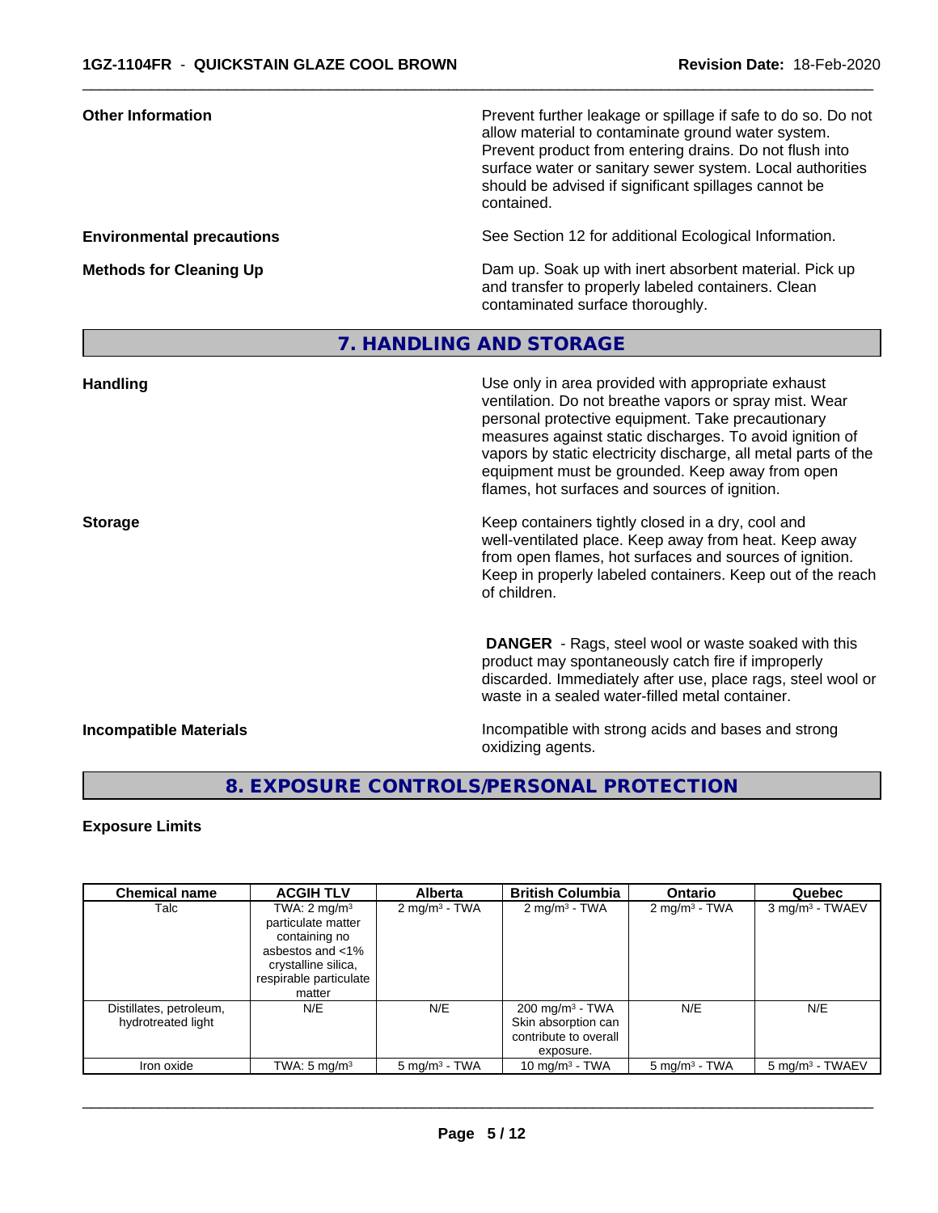**Other Information**

Prevent further leakage or spillage if safe to do so. Do not allow material to contaminate ground water system. Prevent product from entering drains. Do not flush into surface water or sanitary sewer system. Local authorities should be advised if significant spillages cannot be contained.

**Environmental precautions**

See Section 12 for additional Ecological Information.

**Methods for Cleaning Up**

Dam up. Soak up with inert absorbent material. Pick up and transfer to properly labeled containers. Clean contaminated surface thoroughly.

## 7. HANDLING AND STORAGE

**Handling**

Use only in area provided with appropriate exhaust ventilation. Do not breathe vapors or spray mist. Wear personal protective equipment. Take precautionary measures against static discharges. To avoid ignition of vapors by static electricity discharge, all metal parts of the equipment must be grounded. Keep away from open flames, hot surfaces and sources of ignition.

**Storage**

Keep containers tightly closed in a dry, cool and well-ventilated place. Keep away from heat. Keep away from open flames, hot surfaces and sources of ignition. Keep in properly labeled containers. Keep out of the reach of children.

**DANGER** - Rags, steel wool or waste soaked with this product may spontaneously catch fire if improperly discarded. Immediately after use, place rags, steel wool or waste in a sealed water-filled metal container.

**Incompatible Materials**

Incompatible with strong acids and bases and strong oxidizing agents.

## 8. EXPOSURE CONTROLS/PERSONAL PROTECTION

**Exposure Limits**

| Chemical name | ACGIH TLV | Alberta | British Columbia | Ontario | Quebec |
|---|---|---|---|---|---|
| Talc | TWA: 2 mg/m³ particulate matter containing no asbestos and <1% crystalline silica, respirable particulate matter | 2 mg/m³ - TWA | 2 mg/m³ - TWA | 2 mg/m³ - TWA | 3 mg/m³ - TWAEV |
| Distillates, petroleum, hydrotreated light | N/E | N/E | 200 mg/m³ - TWA Skin absorption can contribute to overall exposure. | N/E | N/E |
| Iron oxide | TWA: 5 mg/m³ | 5 mg/m³ - TWA | 10 mg/m³ - TWA | 5 mg/m³ - TWA | 5 mg/m³ - TWAEV |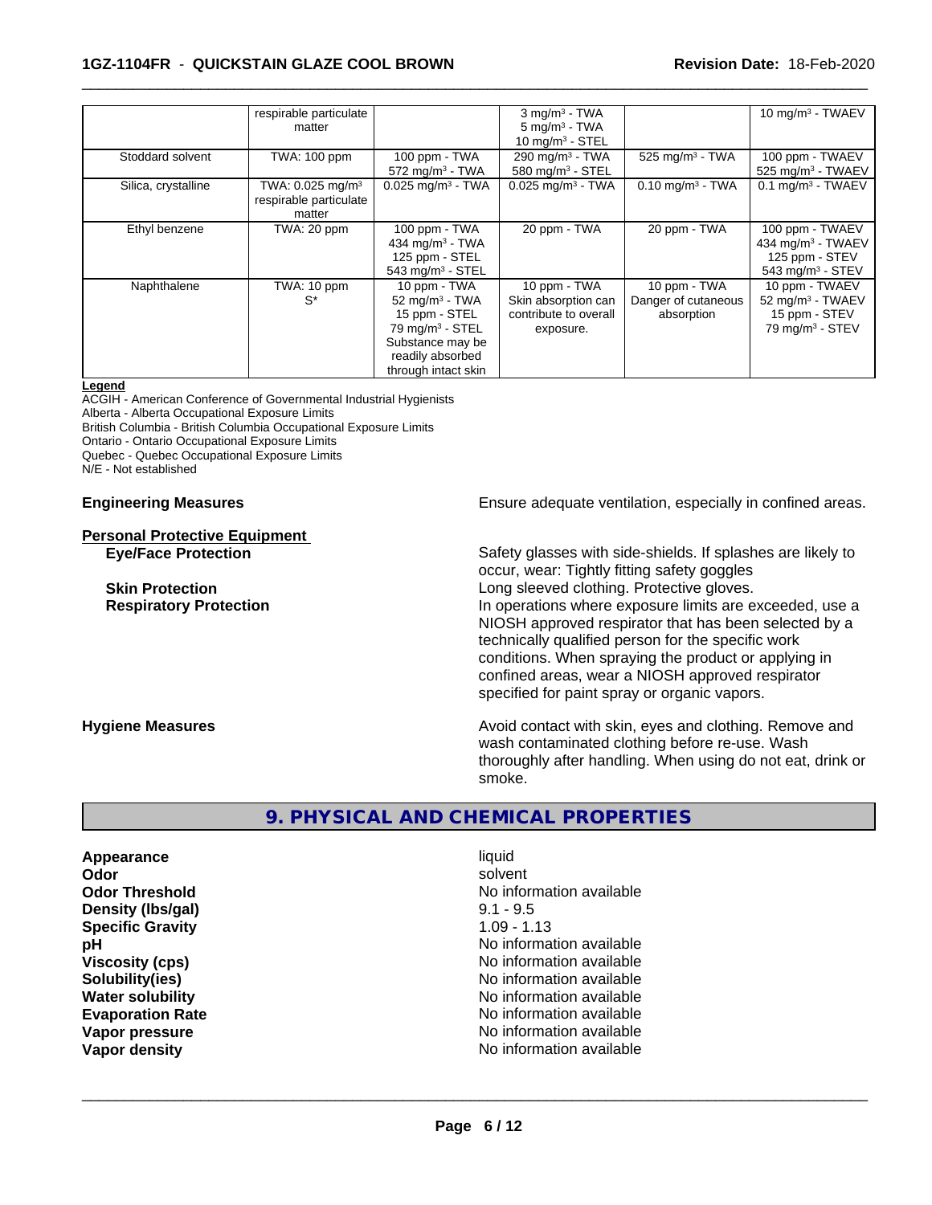|  | respirable particulate matter |  | 3 mg/m³ - TWA<br>5 mg/m³ - TWA<br>10 mg/m³ - STEL |  | 10 mg/m³ - TWAEV |
|---|---|---|---|---|---|
| Stoddard solvent | TWA: 100 ppm | 100 ppm - TWA<br>572 mg/m³ - TWA | 290 mg/m³ - TWA<br>580 mg/m³ - STEL | 525 mg/m³ - TWA | 100 ppm - TWAEV<br>525 mg/m³ - TWAEV |
| Silica, crystalline | TWA: 0.025 mg/m³ respirable particulate matter | 0.025 mg/m³ - TWA | 0.025 mg/m³ - TWA | 0.10 mg/m³ - TWA | 0.1 mg/m³ - TWAEV |
| Ethyl benzene | TWA: 20 ppm | 100 ppm - TWA<br>434 mg/m³ - TWA<br>125 ppm - STEL<br>543 mg/m³ - STEL | 20 ppm - TWA | 20 ppm - TWA | 100 ppm - TWAEV<br>434 mg/m³ - TWAEV<br>125 ppm - STEV<br>543 mg/m³ - STEV |
| Naphthalene | TWA: 10 ppm<br>S* | 10 ppm - TWA<br>52 mg/m³ - TWA<br>15 ppm - STEL<br>79 mg/m³ - STEL<br>Substance may be readily absorbed through intact skin | 10 ppm - TWA<br>Skin absorption can contribute to overall exposure. | 10 ppm - TWA<br>Danger of cutaneous absorption | 10 ppm - TWAEV<br>52 mg/m³ - TWAEV<br>15 ppm - STEV<br>79 mg/m³ - STEV |

**Legend**
ACGIH - American Conference of Governmental Industrial Hygienists
Alberta - Alberta Occupational Exposure Limits
British Columbia - British Columbia Occupational Exposure Limits
Ontario - Ontario Occupational Exposure Limits
Quebec - Quebec Occupational Exposure Limits
N/E - Not established

**Engineering Measures** Ensure adequate ventilation, especially in confined areas.

**Personal Protective Equipment**

**Eye/Face Protection** Safety glasses with side-shields. If splashes are likely to occur, wear: Tightly fitting safety goggles

**Skin Protection** Long sleeved clothing. Protective gloves.

**Respiratory Protection** In operations where exposure limits are exceeded, use a NIOSH approved respirator that has been selected by a technically qualified person for the specific work conditions. When spraying the product or applying in confined areas, wear a NIOSH approved respirator specified for paint spray or organic vapors.

**Hygiene Measures** Avoid contact with skin, eyes and clothing. Remove and wash contaminated clothing before re-use. Wash thoroughly after handling. When using do not eat, drink or smoke.

## 9. PHYSICAL AND CHEMICAL PROPERTIES

| | |
|---|---|
| **Appearance** | liquid |
| **Odor** | solvent |
| **Odor Threshold** | No information available |
| **Density (lbs/gal)** | 9.1 - 9.5 |
| **Specific Gravity** | 1.09 - 1.13 |
| **pH** | No information available |
| **Viscosity (cps)** | No information available |
| **Solubility(ies)** | No information available |
| **Water solubility** | No information available |
| **Evaporation Rate** | No information available |
| **Vapor pressure** | No information available |
| **Vapor density** | No information available |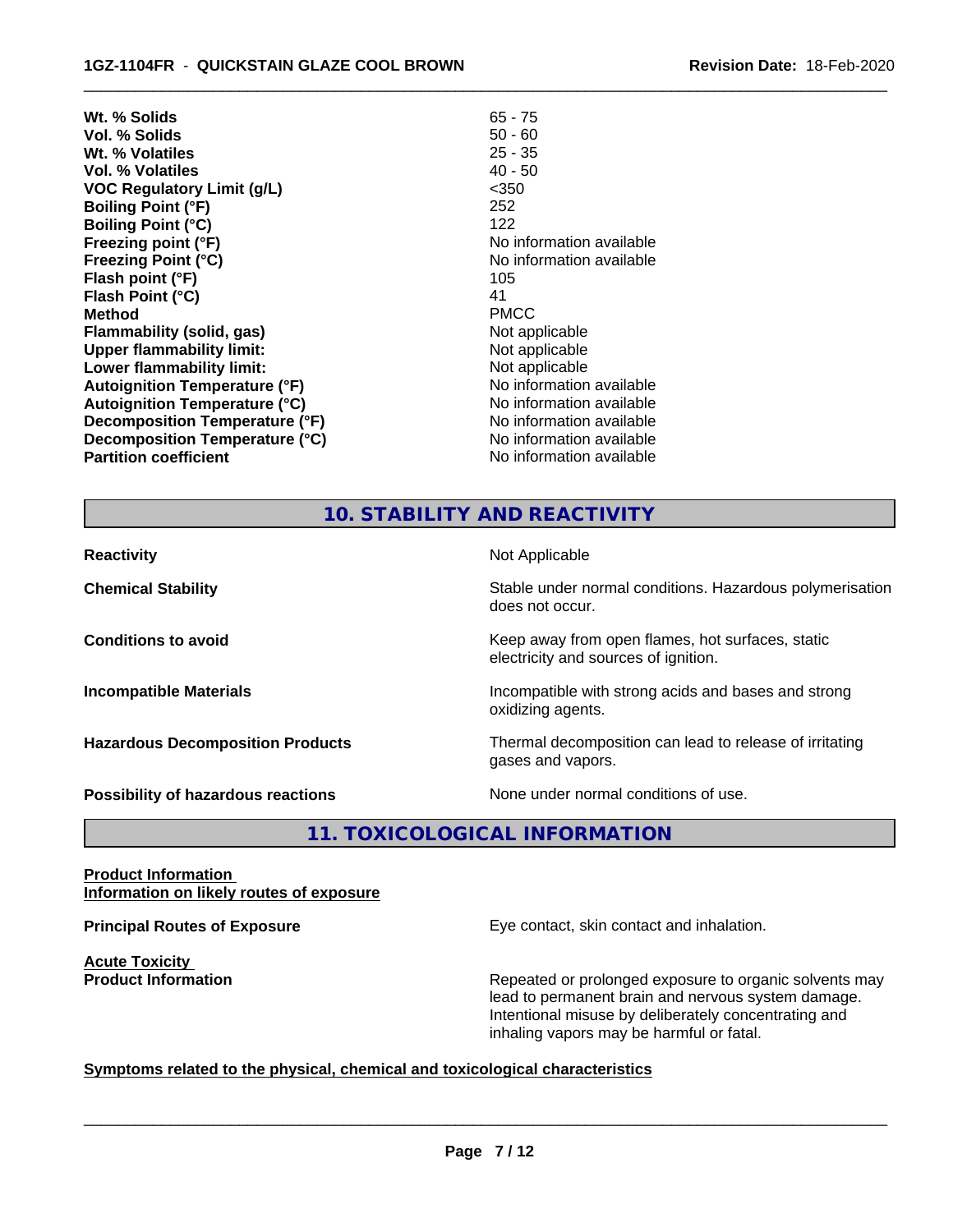| | |
|---|---|
| **Wt. % Solids** | 65 - 75 |
| **Vol. % Solids** | 50 - 60 |
| **Wt. % Volatiles** | 25 - 35 |
| **Vol. % Volatiles** | 40 - 50 |
| **VOC Regulatory Limit (g/L)** | <350 |
| **Boiling Point (°F)** | 252 |
| **Boiling Point (°C)** | 122 |
| **Freezing point (°F)** | No information available |
| **Freezing Point (°C)** | No information available |
| **Flash point (°F)** | 105 |
| **Flash Point (°C)** | 41 |
| **Method** | PMCC |
| **Flammability (solid, gas)** | Not applicable |
| **Upper flammability limit:** | Not applicable |
| **Lower flammability limit:** | Not applicable |
| **Autoignition Temperature (°F)** | No information available |
| **Autoignition Temperature (°C)** | No information available |
| **Decomposition Temperature (°F)** | No information available |
| **Decomposition Temperature (°C)** | No information available |
| **Partition coefficient** | No information available |

## 10. STABILITY AND REACTIVITY

| | |
|---|---|
| **Reactivity** | Not Applicable |
| **Chemical Stability** | Stable under normal conditions. Hazardous polymerisation does not occur. |
| **Conditions to avoid** | Keep away from open flames, hot surfaces, static electricity and sources of ignition. |
| **Incompatible Materials** | Incompatible with strong acids and bases and strong oxidizing agents. |
| **Hazardous Decomposition Products** | Thermal decomposition can lead to release of irritating gases and vapors. |
| **Possibility of hazardous reactions** | None under normal conditions of use. |

## 11. TOXICOLOGICAL INFORMATION

**Product Information**
**Information on likely routes of exposure**

**Principal Routes of Exposure** — Eye contact, skin contact and inhalation.

**Acute Toxicity**
**Product Information** — Repeated or prolonged exposure to organic solvents may lead to permanent brain and nervous system damage. Intentional misuse by deliberately concentrating and inhaling vapors may be harmful or fatal.

**Symptoms related to the physical, chemical and toxicological characteristics**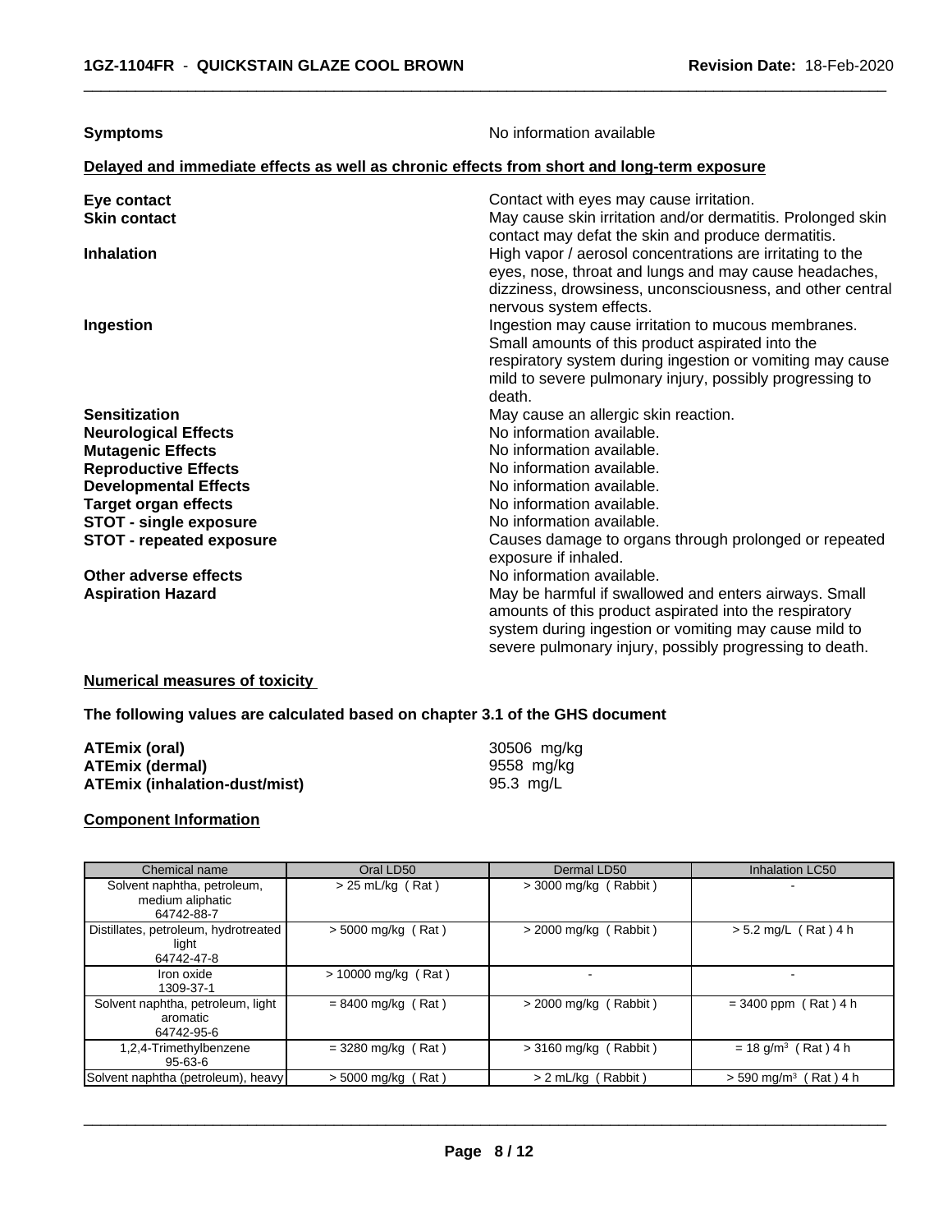**Symptoms** No information available

**Delayed and immediate effects as well as chronic effects from short and long-term exposure**

**Eye contact** Contact with eyes may cause irritation.

**Skin contact** May cause skin irritation and/or dermatitis. Prolonged skin contact may defat the skin and produce dermatitis.

**Inhalation** High vapor / aerosol concentrations are irritating to the eyes, nose, throat and lungs and may cause headaches, dizziness, drowsiness, unconsciousness, and other central nervous system effects.

**Ingestion** Ingestion may cause irritation to mucous membranes. Small amounts of this product aspirated into the respiratory system during ingestion or vomiting may cause mild to severe pulmonary injury, possibly progressing to death.

**Sensitization** May cause an allergic skin reaction.

**Neurological Effects** No information available.

**Mutagenic Effects** No information available.

**Reproductive Effects** No information available.

**Developmental Effects** No information available.

**Target organ effects** No information available.

**STOT - single exposure** No information available.

**STOT - repeated exposure** Causes damage to organs through prolonged or repeated exposure if inhaled.

**Other adverse effects** No information available.

**Aspiration Hazard** May be harmful if swallowed and enters airways. Small amounts of this product aspirated into the respiratory system during ingestion or vomiting may cause mild to severe pulmonary injury, possibly progressing to death.

**Numerical measures of toxicity**

**The following values are calculated based on chapter 3.1 of the GHS document**

**ATEmix (oral)** 30506 mg/kg
**ATEmix (dermal)** 9558 mg/kg
**ATEmix (inhalation-dust/mist)** 95.3 mg/L

**Component Information**

| Chemical name | Oral LD50 | Dermal LD50 | Inhalation LC50 |
|---|---|---|---|
| Solvent naphtha, petroleum, medium aliphatic 64742-88-7 | > 25 mL/kg ( Rat ) | > 3000 mg/kg ( Rabbit ) | - |
| Distillates, petroleum, hydrotreated light 64742-47-8 | > 5000 mg/kg ( Rat ) | > 2000 mg/kg ( Rabbit ) | > 5.2 mg/L ( Rat ) 4 h |
| Iron oxide 1309-37-1 | > 10000 mg/kg ( Rat ) | - | - |
| Solvent naphtha, petroleum, light aromatic 64742-95-6 | = 8400 mg/kg ( Rat ) | > 2000 mg/kg ( Rabbit ) | = 3400 ppm ( Rat ) 4 h |
| 1,2,4-Trimethylbenzene 95-63-6 | = 3280 mg/kg ( Rat ) | > 3160 mg/kg ( Rabbit ) | = 18 g/m³ ( Rat ) 4 h |
| Solvent naphtha (petroleum), heavy | > 5000 mg/kg ( Rat ) | > 2 mL/kg ( Rabbit ) | > 590 mg/m³ ( Rat ) 4 h |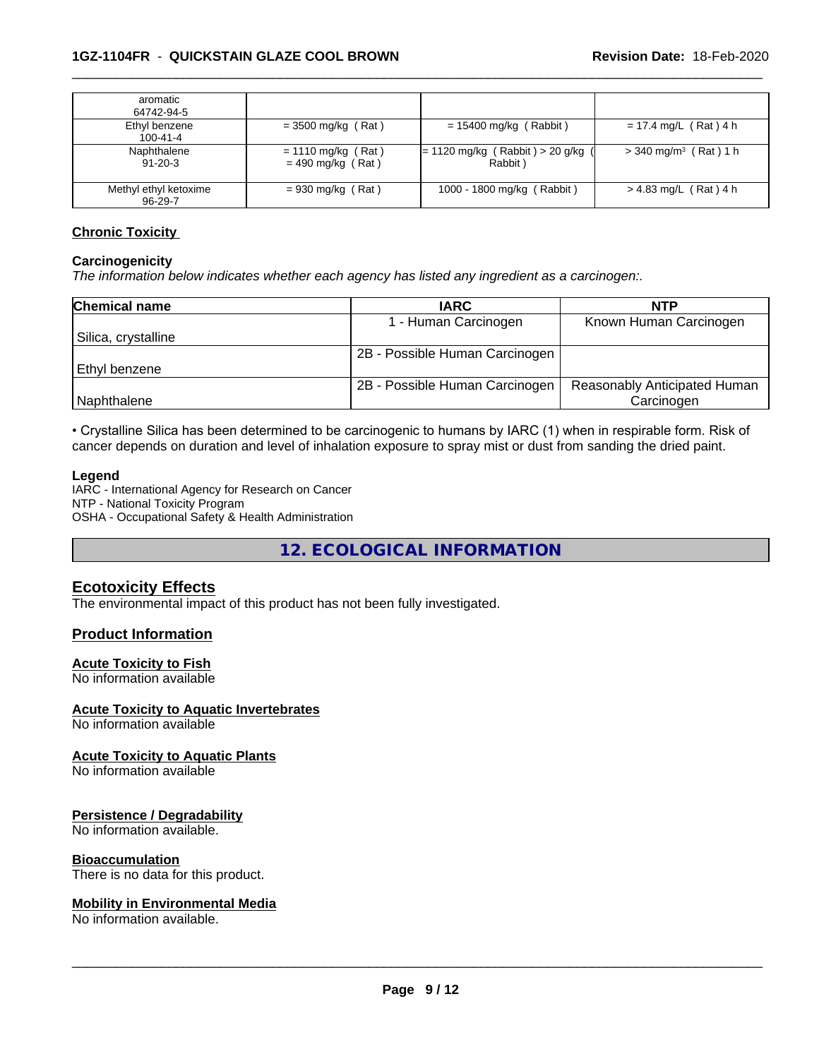| | | | |
|---|---|---|---|
| aromatic 64742-94-5 | | | |
| Ethyl benzene 100-41-4 | = 3500 mg/kg ( Rat ) | = 15400 mg/kg ( Rabbit ) | = 17.4 mg/L ( Rat ) 4 h |
| Naphthalene 91-20-3 | = 1110 mg/kg ( Rat ) = 490 mg/kg ( Rat ) | = 1120 mg/kg ( Rabbit ) > 20 g/kg ( Rabbit ) | > 340 mg/m³ ( Rat ) 1 h |
| Methyl ethyl ketoxime 96-29-7 | = 930 mg/kg ( Rat ) | 1000 - 1800 mg/kg ( Rabbit ) | > 4.83 mg/L ( Rat ) 4 h |

**Chronic Toxicity**

**Carcinogenicity**

*The information below indicates whether each agency has listed any ingredient as a carcinogen:.*

| Chemical name | IARC | NTP |
|---|---|---|
| Silica, crystalline | 1 - Human Carcinogen | Known Human Carcinogen |
| Ethyl benzene | 2B - Possible Human Carcinogen | |
| Naphthalene | 2B - Possible Human Carcinogen | Reasonably Anticipated Human Carcinogen |

• Crystalline Silica has been determined to be carcinogenic to humans by IARC (1) when in respirable form. Risk of cancer depends on duration and level of inhalation exposure to spray mist or dust from sanding the dried paint.

**Legend**

IARC - International Agency for Research on Cancer
NTP - National Toxicity Program
OSHA - Occupational Safety & Health Administration

## 12. ECOLOGICAL INFORMATION

### Ecotoxicity Effects

The environmental impact of this product has not been fully investigated.

### Product Information

**Acute Toxicity to Fish**

No information available

**Acute Toxicity to Aquatic Invertebrates**

No information available

**Acute Toxicity to Aquatic Plants**

No information available

**Persistence / Degradability**

No information available.

**Bioaccumulation**

There is no data for this product.

**Mobility in Environmental Media**

No information available.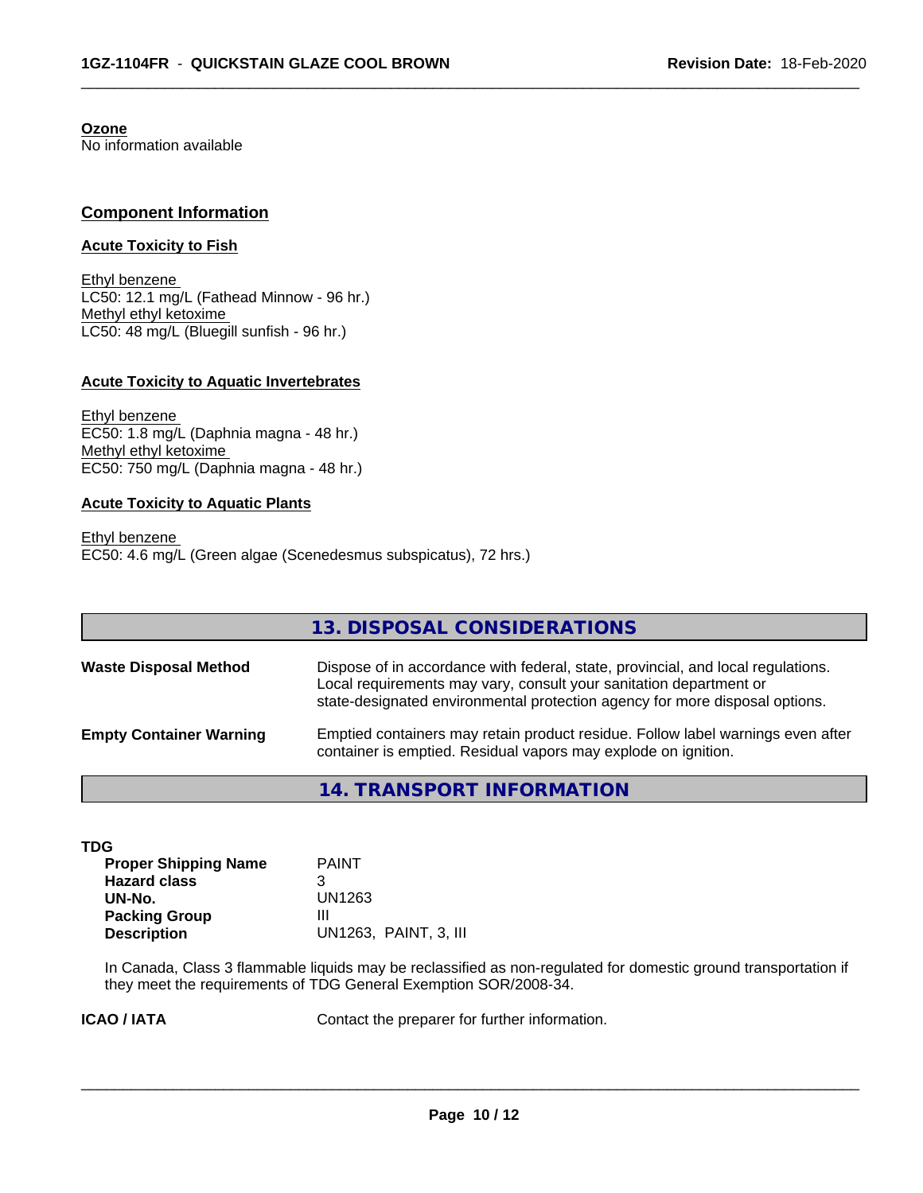**Ozone**
No information available

## Component Information

### Acute Toxicity to Fish

Ethyl benzene
LC50: 12.1 mg/L (Fathead Minnow - 96 hr.)
Methyl ethyl ketoxime
LC50: 48 mg/L (Bluegill sunfish - 96 hr.)

### Acute Toxicity to Aquatic Invertebrates

Ethyl benzene
EC50: 1.8 mg/L (Daphnia magna - 48 hr.)
Methyl ethyl ketoxime
EC50: 750 mg/L (Daphnia magna - 48 hr.)

### Acute Toxicity to Aquatic Plants

Ethyl benzene
EC50: 4.6 mg/L (Green algae (Scenedesmus subspicatus), 72 hrs.)

## 13. DISPOSAL CONSIDERATIONS

**Waste Disposal Method** Dispose of in accordance with federal, state, provincial, and local regulations. Local requirements may vary, consult your sanitation department or state-designated environmental protection agency for more disposal options.

**Empty Container Warning** Emptied containers may retain product residue. Follow label warnings even after container is emptied. Residual vapors may explode on ignition.

## 14. TRANSPORT INFORMATION

**TDG**

| | |
|---|---|
| **Proper Shipping Name** | PAINT |
| **Hazard class** | 3 |
| **UN-No.** | UN1263 |
| **Packing Group** | III |
| **Description** | UN1263, PAINT, 3, III |

In Canada, Class 3 flammable liquids may be reclassified as non-regulated for domestic ground transportation if they meet the requirements of TDG General Exemption SOR/2008-34.

**ICAO / IATA** Contact the preparer for further information.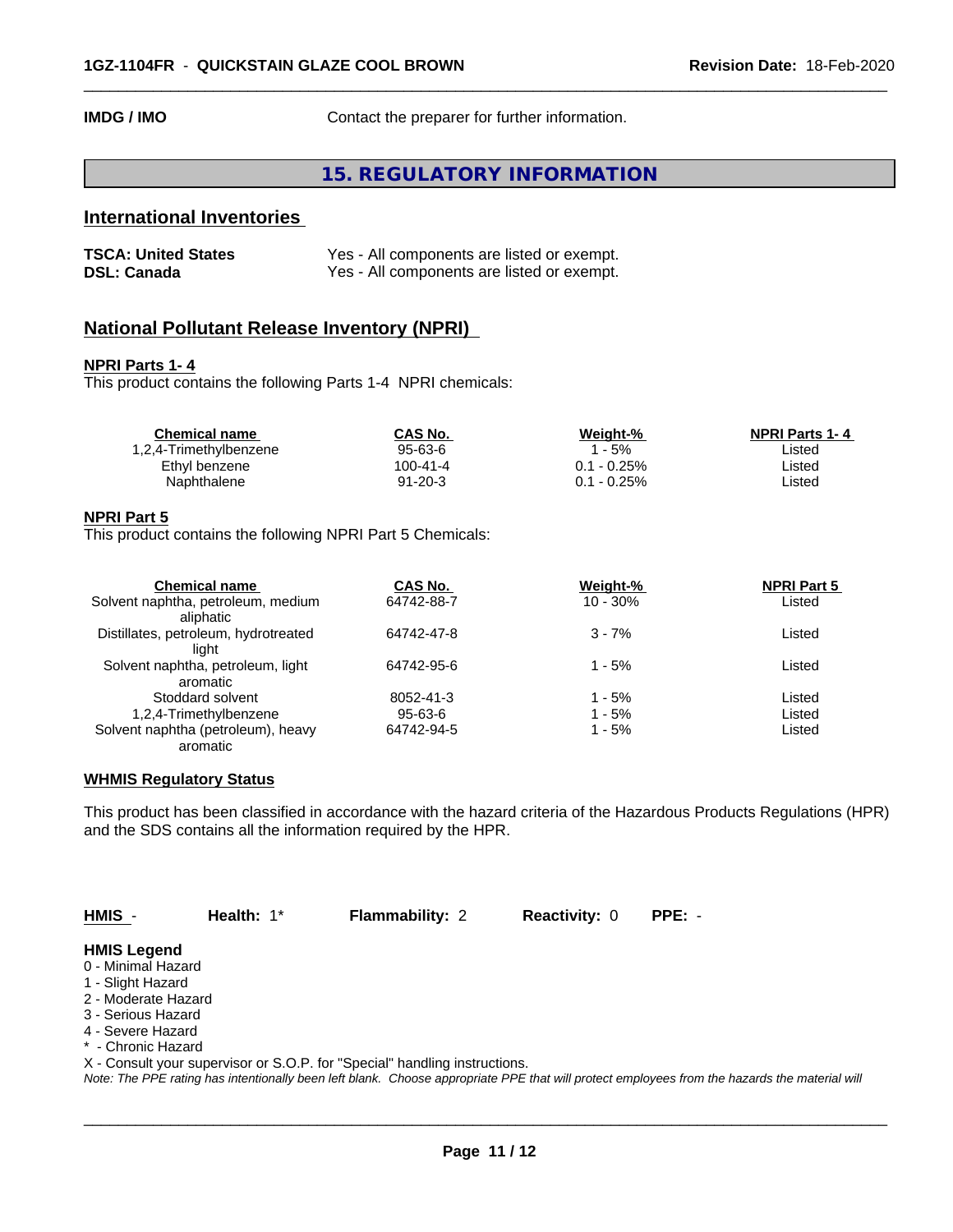**IMDG / IMO** Contact the preparer for further information.

# 15. REGULATORY INFORMATION

## International Inventories

**TSCA: United States** Yes - All components are listed or exempt.
**DSL: Canada** Yes - All components are listed or exempt.

## National Pollutant Release Inventory (NPRI)

**NPRI Parts 1- 4**

This product contains the following Parts 1-4 NPRI chemicals:

| Chemical name | CAS No. | Weight-% | NPRI Parts 1- 4 |
|---|---|---|---|
| 1,2,4-Trimethylbenzene | 95-63-6 | 1 - 5% | Listed |
| Ethyl benzene | 100-41-4 | 0.1 - 0.25% | Listed |
| Naphthalene | 91-20-3 | 0.1 - 0.25% | Listed |

**NPRI Part 5**

This product contains the following NPRI Part 5 Chemicals:

| Chemical name | CAS No. | Weight-% | NPRI Part 5 |
|---|---|---|---|
| Solvent naphtha, petroleum, medium aliphatic | 64742-88-7 | 10 - 30% | Listed |
| Distillates, petroleum, hydrotreated light | 64742-47-8 | 3 - 7% | Listed |
| Solvent naphtha, petroleum, light aromatic | 64742-95-6 | 1 - 5% | Listed |
| Stoddard solvent | 8052-41-3 | 1 - 5% | Listed |
| 1,2,4-Trimethylbenzene | 95-63-6 | 1 - 5% | Listed |
| Solvent naphtha (petroleum), heavy aromatic | 64742-94-5 | 1 - 5% | Listed |

**WHMIS Regulatory Status**

This product has been classified in accordance with the hazard criteria of the Hazardous Products Regulations (HPR) and the SDS contains all the information required by the HPR.

**HMIS** - **Health:** 1* **Flammability:** 2 **Reactivity:** 0 **PPE:** -

**HMIS Legend**

0 - Minimal Hazard
1 - Slight Hazard
2 - Moderate Hazard
3 - Serious Hazard
4 - Severe Hazard
* - Chronic Hazard
X - Consult your supervisor or S.O.P. for "Special" handling instructions.

*Note: The PPE rating has intentionally been left blank. Choose appropriate PPE that will protect employees from the hazards the material will*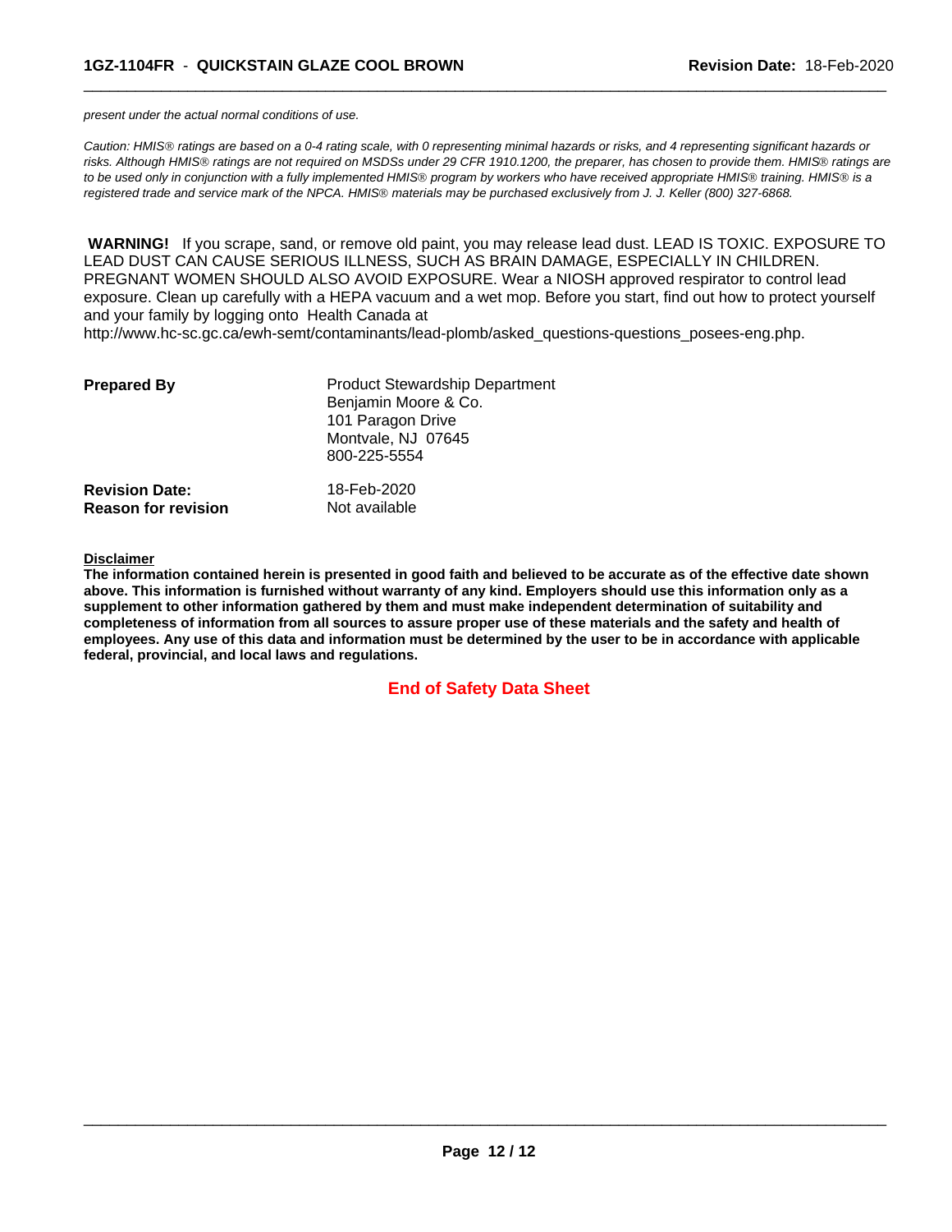*present under the actual normal conditions of use.*

*Caution: HMIS® ratings are based on a 0-4 rating scale, with 0 representing minimal hazards or risks, and 4 representing significant hazards or risks. Although HMIS® ratings are not required on MSDSs under 29 CFR 1910.1200, the preparer, has chosen to provide them. HMIS® ratings are to be used only in conjunction with a fully implemented HMIS® program by workers who have received appropriate HMIS® training. HMIS® is a registered trade and service mark of the NPCA. HMIS® materials may be purchased exclusively from J. J. Keller (800) 327-6868.*

**WARNING!** If you scrape, sand, or remove old paint, you may release lead dust. LEAD IS TOXIC. EXPOSURE TO LEAD DUST CAN CAUSE SERIOUS ILLNESS, SUCH AS BRAIN DAMAGE, ESPECIALLY IN CHILDREN. PREGNANT WOMEN SHOULD ALSO AVOID EXPOSURE. Wear a NIOSH approved respirator to control lead exposure. Clean up carefully with a HEPA vacuum and a wet mop. Before you start, find out how to protect yourself and your family by logging onto Health Canada at http://www.hc-sc.gc.ca/ewh-semt/contaminants/lead-plomb/asked_questions-questions_posees-eng.php.

| | |
|---|---|
| **Prepared By** | Product Stewardship Department<br>Benjamin Moore & Co.<br>101 Paragon Drive<br>Montvale, NJ 07645<br>800-225-5554 |
| **Revision Date:** | 18-Feb-2020 |
| **Reason for revision** | Not available |

**Disclaimer**

**The information contained herein is presented in good faith and believed to be accurate as of the effective date shown above. This information is furnished without warranty of any kind. Employers should use this information only as a supplement to other information gathered by them and must make independent determination of suitability and completeness of information from all sources to assure proper use of these materials and the safety and health of employees. Any use of this data and information must be determined by the user to be in accordance with applicable federal, provincial, and local laws and regulations.**

**End of Safety Data Sheet**